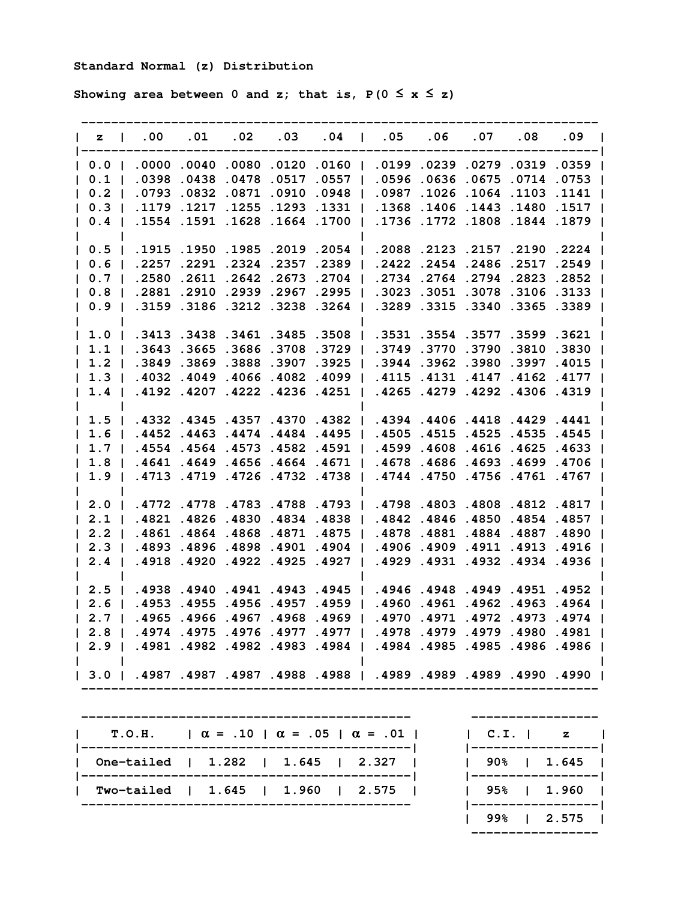**Standard Normal (z) Distribution**

**Showing area between 0 and z; that is, $P(0 \leq x \leq z)$**

| z | .00 | .01 | .02 | .03 | .04 | .05 | .06 | .07 | .08 | .09 |
|---|---|---|---|---|---|---|---|---|---|---|
| 0.0 | .0000 | .0040 | .0080 | .0120 | .0160 | .0199 | .0239 | .0279 | .0319 | .0359 |
| 0.1 | .0398 | .0438 | .0478 | .0517 | .0557 | .0596 | .0636 | .0675 | .0714 | .0753 |
| 0.2 | .0793 | .0832 | .0871 | .0910 | .0948 | .0987 | .1026 | .1064 | .1103 | .1141 |
| 0.3 | .1179 | .1217 | .1255 | .1293 | .1331 | .1368 | .1406 | .1443 | .1480 | .1517 |
| 0.4 | .1554 | .1591 | .1628 | .1664 | .1700 | .1736 | .1772 | .1808 | .1844 | .1879 |
| 0.5 | .1915 | .1950 | .1985 | .2019 | .2054 | .2088 | .2123 | .2157 | .2190 | .2224 |
| 0.6 | .2257 | .2291 | .2324 | .2357 | .2389 | .2422 | .2454 | .2486 | .2517 | .2549 |
| 0.7 | .2580 | .2611 | .2642 | .2673 | .2704 | .2734 | .2764 | .2794 | .2823 | .2852 |
| 0.8 | .2881 | .2910 | .2939 | .2967 | .2995 | .3023 | .3051 | .3078 | .3106 | .3133 |
| 0.9 | .3159 | .3186 | .3212 | .3238 | .3264 | .3289 | .3315 | .3340 | .3365 | .3389 |
| 1.0 | .3413 | .3438 | .3461 | .3485 | .3508 | .3531 | .3554 | .3577 | .3599 | .3621 |
| 1.1 | .3643 | .3665 | .3686 | .3708 | .3729 | .3749 | .3770 | .3790 | .3810 | .3830 |
| 1.2 | .3849 | .3869 | .3888 | .3907 | .3925 | .3944 | .3962 | .3980 | .3997 | .4015 |
| 1.3 | .4032 | .4049 | .4066 | .4082 | .4099 | .4115 | .4131 | .4147 | .4162 | .4177 |
| 1.4 | .4192 | .4207 | .4222 | .4236 | .4251 | .4265 | .4279 | .4292 | .4306 | .4319 |
| 1.5 | .4332 | .4345 | .4357 | .4370 | .4382 | .4394 | .4406 | .4418 | .4429 | .4441 |
| 1.6 | .4452 | .4463 | .4474 | .4484 | .4495 | .4505 | .4515 | .4525 | .4535 | .4545 |
| 1.7 | .4554 | .4564 | .4573 | .4582 | .4591 | .4599 | .4608 | .4616 | .4625 | .4633 |
| 1.8 | .4641 | .4649 | .4656 | .4664 | .4671 | .4678 | .4686 | .4693 | .4699 | .4706 |
| 1.9 | .4713 | .4719 | .4726 | .4732 | .4738 | .4744 | .4750 | .4756 | .4761 | .4767 |
| 2.0 | .4772 | .4778 | .4783 | .4788 | .4793 | .4798 | .4803 | .4808 | .4812 | .4817 |
| 2.1 | .4821 | .4826 | .4830 | .4834 | .4838 | .4842 | .4846 | .4850 | .4854 | .4857 |
| 2.2 | .4861 | .4864 | .4868 | .4871 | .4875 | .4878 | .4881 | .4884 | .4887 | .4890 |
| 2.3 | .4893 | .4896 | .4898 | .4901 | .4904 | .4906 | .4909 | .4911 | .4913 | .4916 |
| 2.4 | .4918 | .4920 | .4922 | .4925 | .4927 | .4929 | .4931 | .4932 | .4934 | .4936 |
| 2.5 | .4938 | .4940 | .4941 | .4943 | .4945 | .4946 | .4948 | .4949 | .4951 | .4952 |
| 2.6 | .4953 | .4955 | .4956 | .4957 | .4959 | .4960 | .4961 | .4962 | .4963 | .4964 |
| 2.7 | .4965 | .4966 | .4967 | .4968 | .4969 | .4970 | .4971 | .4972 | .4973 | .4974 |
| 2.8 | .4974 | .4975 | .4976 | .4977 | .4977 | .4978 | .4979 | .4979 | .4980 | .4981 |
| 2.9 | .4981 | .4982 | .4982 | .4983 | .4984 | .4984 | .4985 | .4985 | .4986 | .4986 |
| 3.0 | .4987 | .4987 | .4987 | .4988 | .4988 | .4989 | .4989 | .4989 | .4990 | .4990 |

| T.O.H. | $\alpha$ = .10 | $\alpha$ = .05 | $\alpha$ = .01 |
|---|---|---|---|
| One-tailed | 1.282 | 1.645 | 2.327 |
| Two-tailed | 1.645 | 1.960 | 2.575 |

| C.I. | z |
|---|---|
| 90% | 1.645 |
| 95% | 1.960 |
| 99% | 2.575 |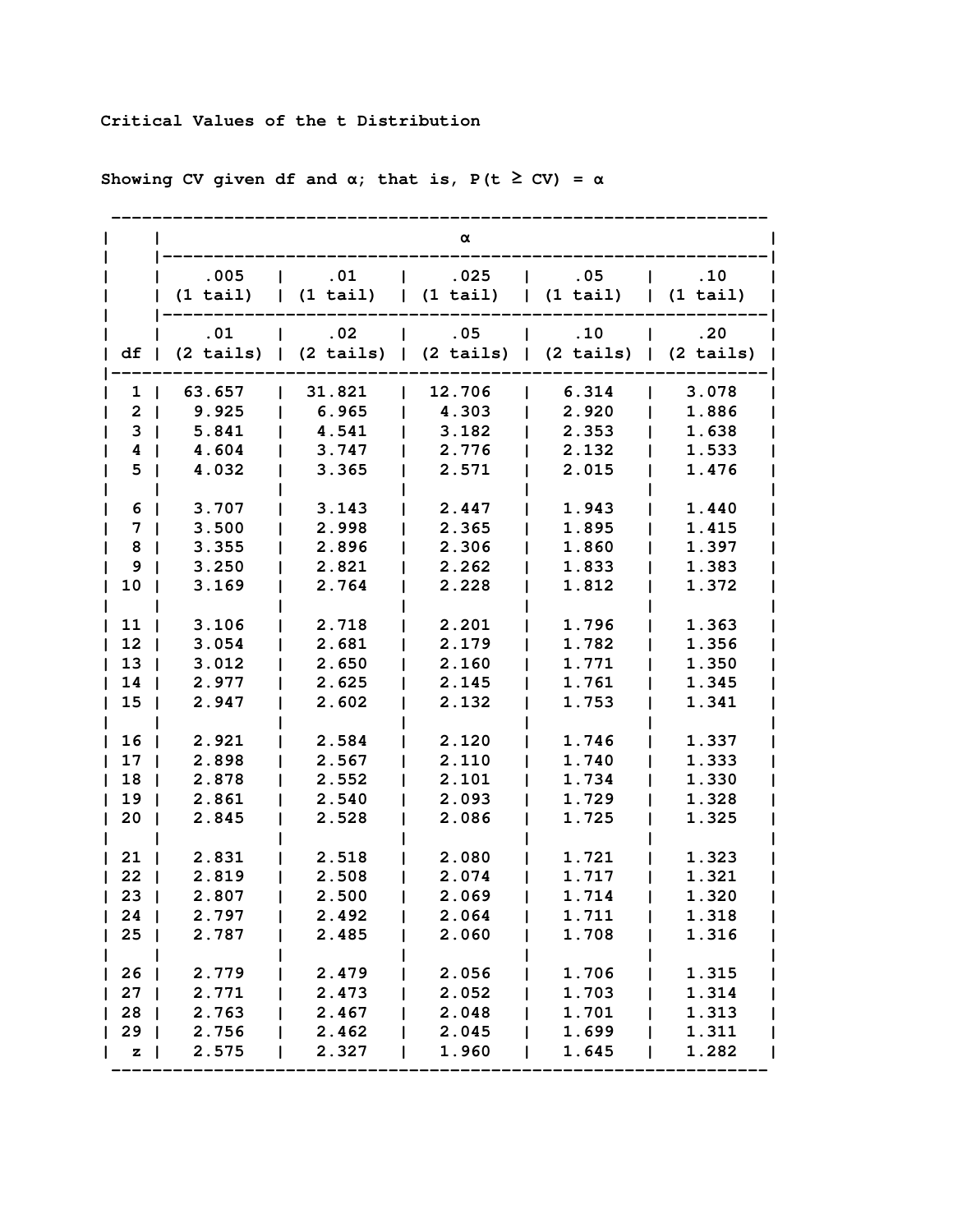Critical Values of the t Distribution

Showing CV given df and α; that is, $P(t \geq CV) = \alpha$

| | α | | | | |
|---|---|---|---|---|---|
| | .005 (1 tail) | .01 (1 tail) | .025 (1 tail) | .05 (1 tail) | .10 (1 tail) |
| df | .01 (2 tails) | .02 (2 tails) | .05 (2 tails) | .10 (2 tails) | .20 (2 tails) |
| 1 | 63.657 | 31.821 | 12.706 | 6.314 | 3.078 |
| 2 | 9.925 | 6.965 | 4.303 | 2.920 | 1.886 |
| 3 | 5.841 | 4.541 | 3.182 | 2.353 | 1.638 |
| 4 | 4.604 | 3.747 | 2.776 | 2.132 | 1.533 |
| 5 | 4.032 | 3.365 | 2.571 | 2.015 | 1.476 |
| 6 | 3.707 | 3.143 | 2.447 | 1.943 | 1.440 |
| 7 | 3.500 | 2.998 | 2.365 | 1.895 | 1.415 |
| 8 | 3.355 | 2.896 | 2.306 | 1.860 | 1.397 |
| 9 | 3.250 | 2.821 | 2.262 | 1.833 | 1.383 |
| 10 | 3.169 | 2.764 | 2.228 | 1.812 | 1.372 |
| 11 | 3.106 | 2.718 | 2.201 | 1.796 | 1.363 |
| 12 | 3.054 | 2.681 | 2.179 | 1.782 | 1.356 |
| 13 | 3.012 | 2.650 | 2.160 | 1.771 | 1.350 |
| 14 | 2.977 | 2.625 | 2.145 | 1.761 | 1.345 |
| 15 | 2.947 | 2.602 | 2.132 | 1.753 | 1.341 |
| 16 | 2.921 | 2.584 | 2.120 | 1.746 | 1.337 |
| 17 | 2.898 | 2.567 | 2.110 | 1.740 | 1.333 |
| 18 | 2.878 | 2.552 | 2.101 | 1.734 | 1.330 |
| 19 | 2.861 | 2.540 | 2.093 | 1.729 | 1.328 |
| 20 | 2.845 | 2.528 | 2.086 | 1.725 | 1.325 |
| 21 | 2.831 | 2.518 | 2.080 | 1.721 | 1.323 |
| 22 | 2.819 | 2.508 | 2.074 | 1.717 | 1.321 |
| 23 | 2.807 | 2.500 | 2.069 | 1.714 | 1.320 |
| 24 | 2.797 | 2.492 | 2.064 | 1.711 | 1.318 |
| 25 | 2.787 | 2.485 | 2.060 | 1.708 | 1.316 |
| 26 | 2.779 | 2.479 | 2.056 | 1.706 | 1.315 |
| 27 | 2.771 | 2.473 | 2.052 | 1.703 | 1.314 |
| 28 | 2.763 | 2.467 | 2.048 | 1.701 | 1.313 |
| 29 | 2.756 | 2.462 | 2.045 | 1.699 | 1.311 |
| z | 2.575 | 2.327 | 1.960 | 1.645 | 1.282 |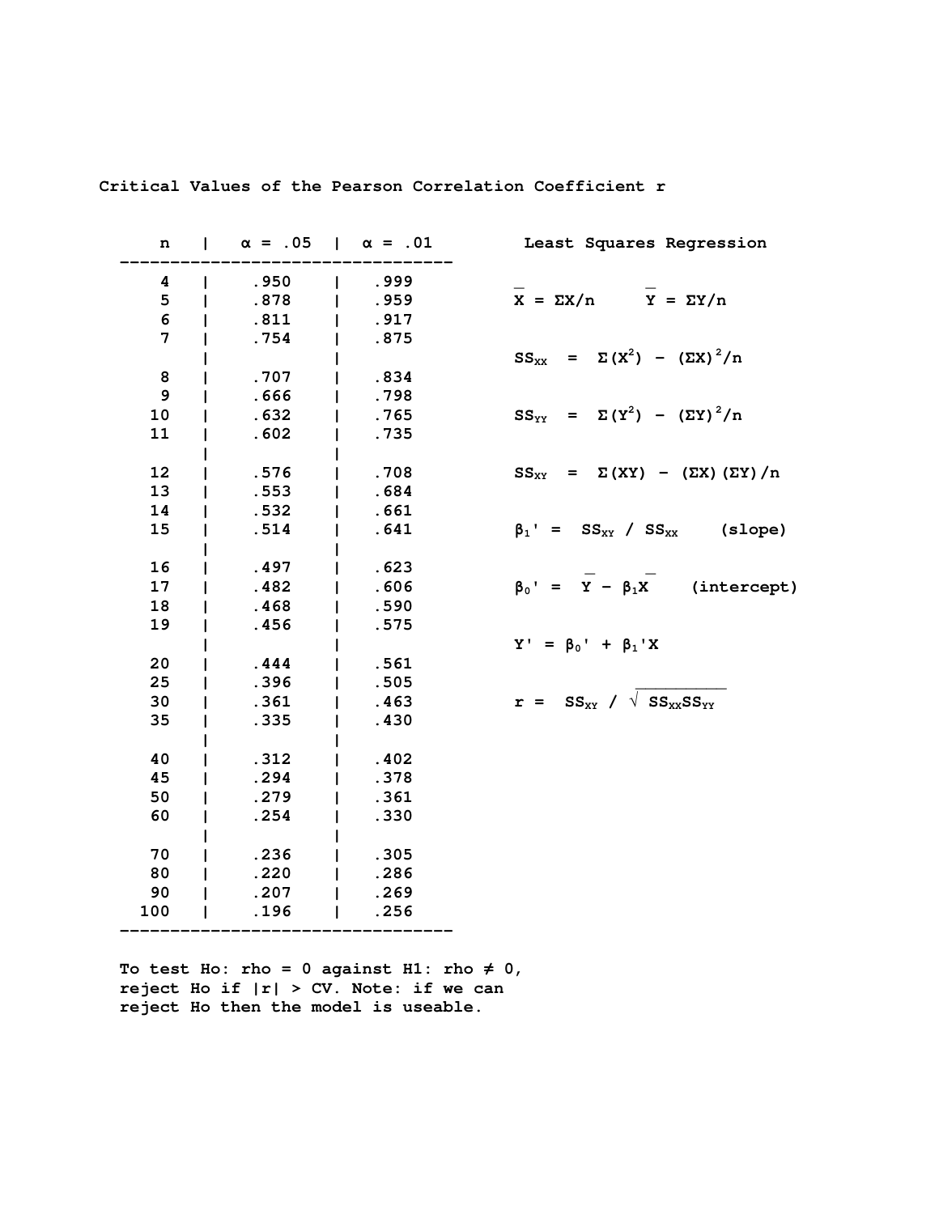# Critical Values of the Pearson Correlation Coefficient r

| n | α = .05 | α = .01 |
|---|---|---|
| 4 | .950 | .999 |
| 5 | .878 | .959 |
| 6 | .811 | .917 |
| 7 | .754 | .875 |
| 8 | .707 | .834 |
| 9 | .666 | .798 |
| 10 | .632 | .765 |
| 11 | .602 | .735 |
| 12 | .576 | .708 |
| 13 | .553 | .684 |
| 14 | .532 | .661 |
| 15 | .514 | .641 |
| 16 | .497 | .623 |
| 17 | .482 | .606 |
| 18 | .468 | .590 |
| 19 | .456 | .575 |
| 20 | .444 | .561 |
| 25 | .396 | .505 |
| 30 | .361 | .463 |
| 35 | .335 | .430 |
| 40 | .312 | .402 |
| 45 | .294 | .378 |
| 50 | .279 | .361 |
| 60 | .254 | .330 |
| 70 | .236 | .305 |
| 80 | .220 | .286 |
| 90 | .207 | .269 |
| 100 | .196 | .256 |

## Least Squares Regression

$\bar{X} = \Sigma X/n \qquad \bar{Y} = \Sigma Y/n$

$SS_{XX} = \Sigma(X^2) - (\Sigma X)^2/n$

$SS_{YY} = \Sigma(Y^2) - (\Sigma Y)^2/n$

$SS_{XY} = \Sigma(XY) - (\Sigma X)(\Sigma Y)/n$

$\beta_1' = SS_{XY} / SS_{XX}$ (slope)

$\beta_0' = \bar{Y} - \beta_1 \bar{X}$ (intercept)

$Y' = \beta_0' + \beta_1' X$

$r = SS_{XY} / \sqrt{SS_{XX} SS_{YY}}$

To test Ho: rho = 0 against H1: rho ≠ 0, reject Ho if |r| > CV. Note: if we can reject Ho then the model is useable.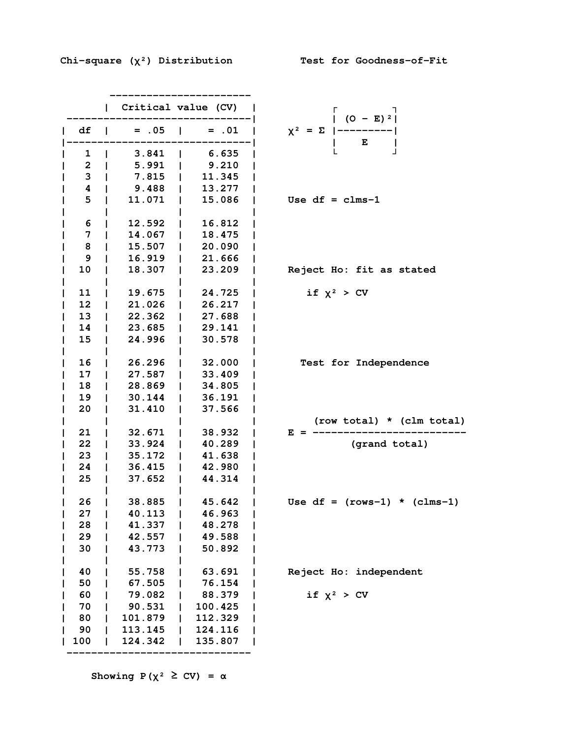# Chi-square ($\chi^2$) Distribution

| | Critical value (CV) | |
|---|---|---|
| df | = .05 | = .01 |
| 1 | 3.841 | 6.635 |
| 2 | 5.991 | 9.210 |
| 3 | 7.815 | 11.345 |
| 4 | 9.488 | 13.277 |
| 5 | 11.071 | 15.086 |
| 6 | 12.592 | 16.812 |
| 7 | 14.067 | 18.475 |
| 8 | 15.507 | 20.090 |
| 9 | 16.919 | 21.666 |
| 10 | 18.307 | 23.209 |
| 11 | 19.675 | 24.725 |
| 12 | 21.026 | 26.217 |
| 13 | 22.362 | 27.688 |
| 14 | 23.685 | 29.141 |
| 15 | 24.996 | 30.578 |
| 16 | 26.296 | 32.000 |
| 17 | 27.587 | 33.409 |
| 18 | 28.869 | 34.805 |
| 19 | 30.144 | 36.191 |
| 20 | 31.410 | 37.566 |
| 21 | 32.671 | 38.932 |
| 22 | 33.924 | 40.289 |
| 23 | 35.172 | 41.638 |
| 24 | 36.415 | 42.980 |
| 25 | 37.652 | 44.314 |
| 26 | 38.885 | 45.642 |
| 27 | 40.113 | 46.963 |
| 28 | 41.337 | 48.278 |
| 29 | 42.557 | 49.588 |
| 30 | 43.773 | 50.892 |
| 40 | 55.758 | 63.691 |
| 50 | 67.505 | 76.154 |
| 60 | 79.082 | 88.379 |
| 70 | 90.531 | 100.425 |
| 80 | 101.879 | 112.329 |
| 90 | 113.145 | 124.116 |
| 100 | 124.342 | 135.807 |

Showing $P(\chi^2 \geq CV) = \alpha$

## Test for Goodness-of-Fit

$$\chi^2 = \Sigma \left[ \frac{(O - E)^2}{E} \right]$$

Use df = clms−1

Reject Ho: fit as stated

if $\chi^2 > CV$

## Test for Independence

$$E = \frac{(\text{row total}) * (\text{clm total})}{(\text{grand total})}$$

Use df = (rows−1) * (clms−1)

Reject Ho: independent

if $\chi^2 > CV$